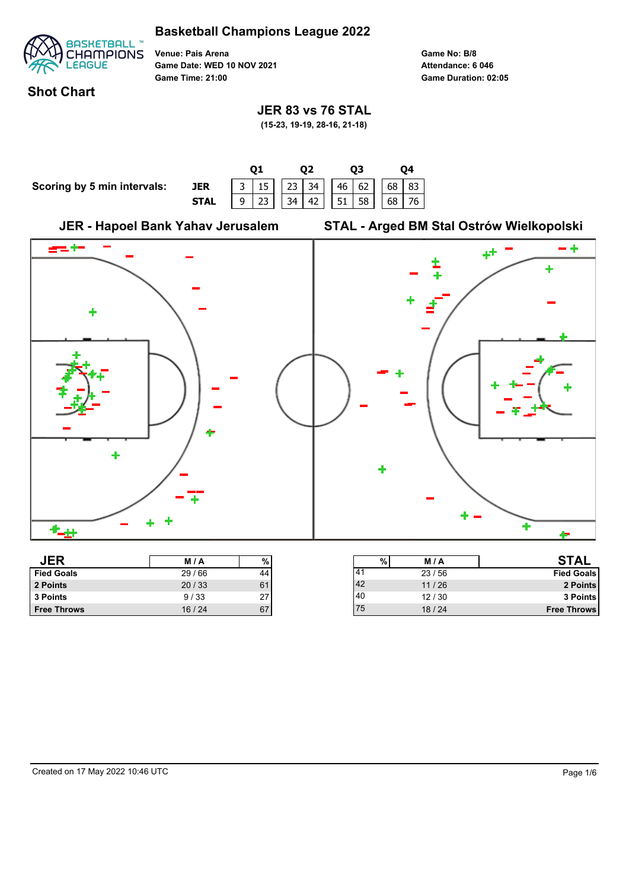# Basketball Champions League 2022

**Venue:** Pais Arena
**Game Date:** WED 10 NOV 2021
**Game Time:** 21:00

**Game No:** B/8
**Attendance:** 6 046
**Game Duration:** 02:05

## Shot Chart

### JER 83 vs 76 STAL

**(15-23, 19-19, 28-16, 21-18)**

**Scoring by 5 min intervals:**

| | Q1 | | Q2 | | Q3 | | Q4 | |
|---|---|---|---|---|---|---|---|---|
| **JER** | 3 | 15 | 23 | 34 | 46 | 62 | 68 | 83 |
| **STAL** | 9 | 23 | 34 | 42 | 51 | 58 | 68 | 76 |

**JER - Hapoel Bank Yahav Jerusalem** | **STAL - Arged BM Stal Ostrów Wielkopolski**

| JER | M / A | % |
|---|---|---|
| Fied Goals | 29 / 66 | 44 |
| 2 Points | 20 / 33 | 61 |
| 3 Points | 9 / 33 | 27 |
| Free Throws | 16 / 24 | 67 |

| % | M / A | STAL |
|---|---|---|
| 41 | 23 / 56 | Fied Goals |
| 42 | 11 / 26 | 2 Points |
| 40 | 12 / 30 | 3 Points |
| 75 | 18 / 24 | Free Throws |

Created on 17 May 2022 10:46 UTC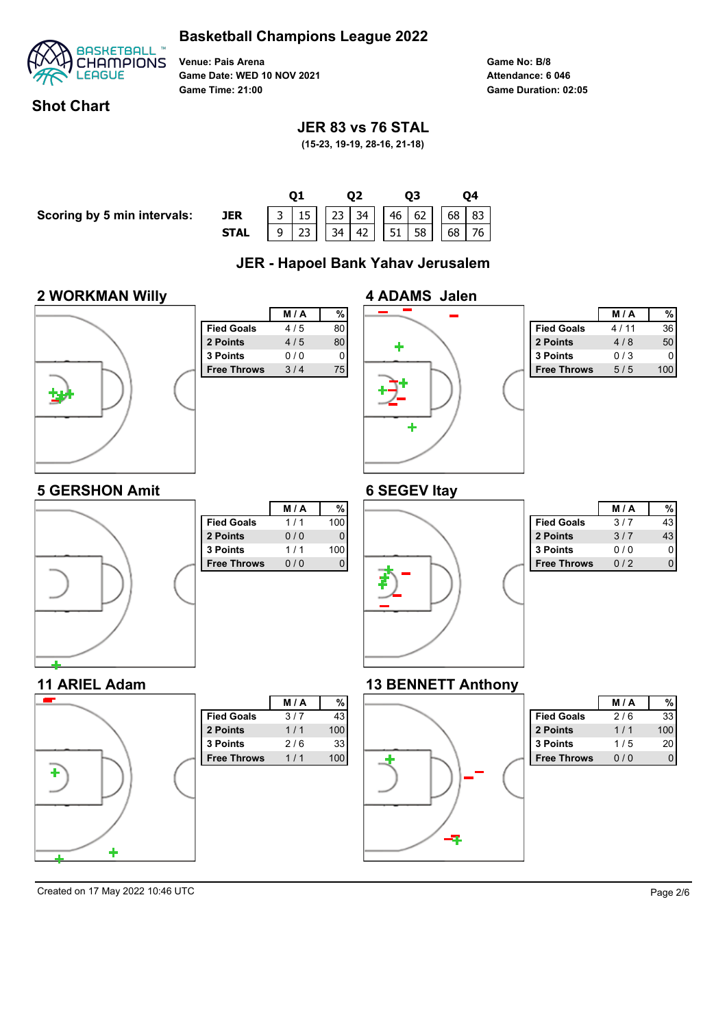# Basketball Champions League 2022

**Venue: Pais Arena**
**Game Date: WED 10 NOV 2021**
**Game Time: 21:00**

**Game No: B/8**
**Attendance: 6 046**
**Game Duration: 02:05**

## Shot Chart

### JER 83 vs 76 STAL

**(15-23, 19-19, 28-16, 21-18)**

**Scoring by 5 min intervals:**

| | Q1 | | Q2 | | Q3 | | Q4 | |
|---|---|---|---|---|---|---|---|---|
| **JER** | 3 | 15 | 23 | 34 | 46 | 62 | 68 | 83 |
| **STAL** | 9 | 23 | 34 | 42 | 51 | 58 | 68 | 76 |

## JER - Hapoel Bank Yahav Jerusalem

### 2 WORKMAN Willy

| | M / A | % |
|---|---|---|
| **Fied Goals** | 4 / 5 | 80 |
| **2 Points** | 4 / 5 | 80 |
| **3 Points** | 0 / 0 | 0 |
| **Free Throws** | 3 / 4 | 75 |

### 4 ADAMS Jalen

| | M / A | % |
|---|---|---|
| **Fied Goals** | 4 / 11 | 36 |
| **2 Points** | 4 / 8 | 50 |
| **3 Points** | 0 / 3 | 0 |
| **Free Throws** | 5 / 5 | 100 |

### 5 GERSHON Amit

| | M / A | % |
|---|---|---|
| **Fied Goals** | 1 / 1 | 100 |
| **2 Points** | 0 / 0 | 0 |
| **3 Points** | 1 / 1 | 100 |
| **Free Throws** | 0 / 0 | 0 |

### 6 SEGEV Itay

| | M / A | % |
|---|---|---|
| **Fied Goals** | 3 / 7 | 43 |
| **2 Points** | 3 / 7 | 43 |
| **3 Points** | 0 / 0 | 0 |
| **Free Throws** | 0 / 2 | 0 |

### 11 ARIEL Adam

| | M / A | % |
|---|---|---|
| **Fied Goals** | 3 / 7 | 43 |
| **2 Points** | 1 / 1 | 100 |
| **3 Points** | 2 / 6 | 33 |
| **Free Throws** | 1 / 1 | 100 |

### 13 BENNETT Anthony

| | M / A | % |
|---|---|---|
| **Fied Goals** | 2 / 6 | 33 |
| **2 Points** | 1 / 1 | 100 |
| **3 Points** | 1 / 5 | 20 |
| **Free Throws** | 0 / 0 | 0 |

Created on 17 May 2022 10:46 UTC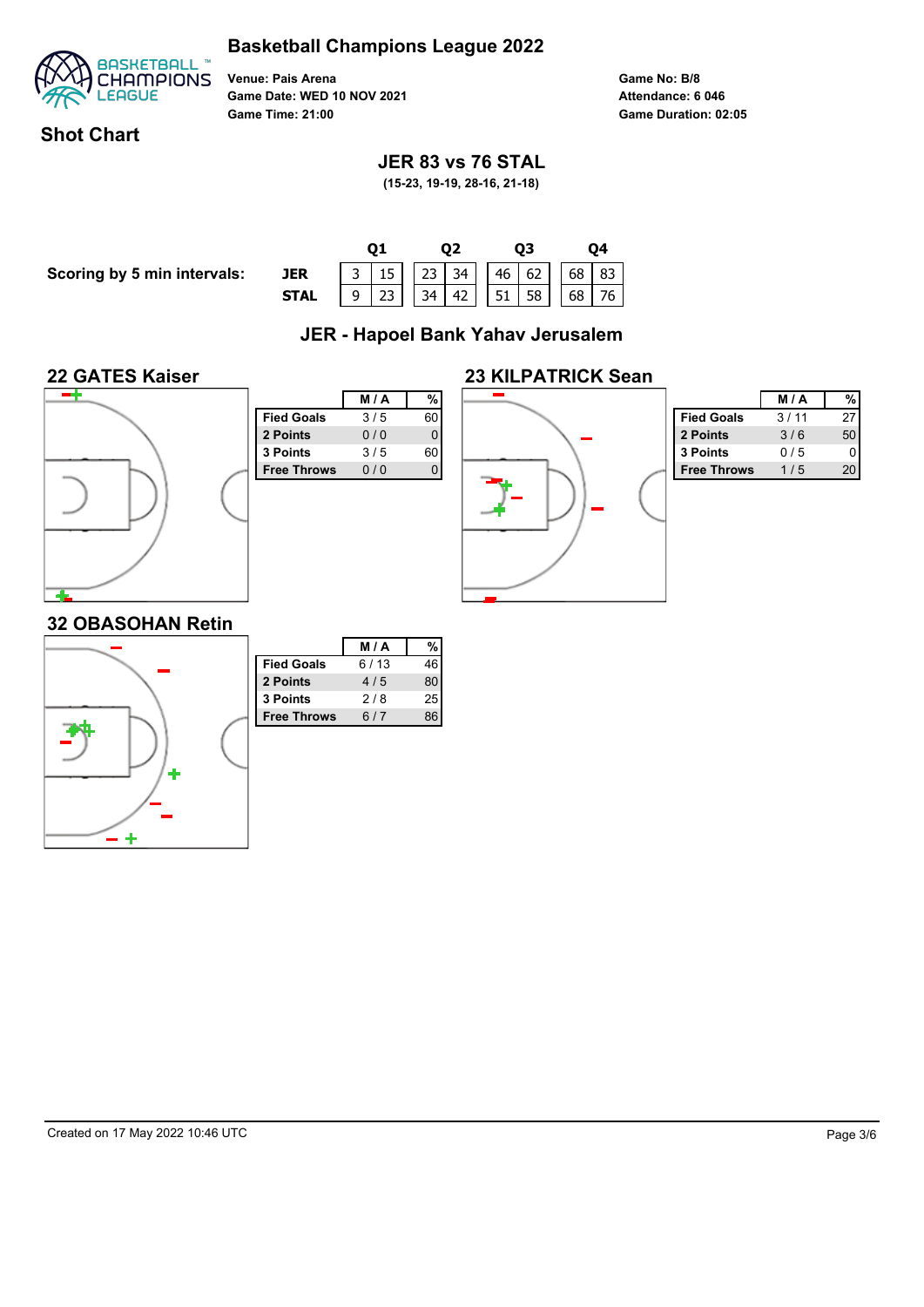# Basketball Champions League 2022

**Venue: Pais Arena**
**Game Date: WED 10 NOV 2021**
**Game Time: 21:00**

**Game No: B/8**
**Attendance: 6 046**
**Game Duration: 02:05**

## Shot Chart

### JER 83 vs 76 STAL

**(15-23, 19-19, 28-16, 21-18)**

**Scoring by 5 min intervals:**

| | Q1 | | Q2 | | Q3 | | Q4 | |
|---|---|---|---|---|---|---|---|---|
| **JER** | 3 | 15 | 23 | 34 | 46 | 62 | 68 | 83 |
| **STAL** | 9 | 23 | 34 | 42 | 51 | 58 | 68 | 76 |

## JER - Hapoel Bank Yahav Jerusalem

### 22 GATES Kaiser

| | M / A | % |
|---|---|---|
| **Fied Goals** | 3 / 5 | 60 |
| **2 Points** | 0 / 0 | 0 |
| **3 Points** | 3 / 5 | 60 |
| **Free Throws** | 0 / 0 | 0 |

### 23 KILPATRICK Sean

| | M / A | % |
|---|---|---|
| **Fied Goals** | 3 / 11 | 27 |
| **2 Points** | 3 / 6 | 50 |
| **3 Points** | 0 / 5 | 0 |
| **Free Throws** | 1 / 5 | 20 |

### 32 OBASOHAN Retin

| | M / A | % |
|---|---|---|
| **Fied Goals** | 6 / 13 | 46 |
| **2 Points** | 4 / 5 | 80 |
| **3 Points** | 2 / 8 | 25 |
| **Free Throws** | 6 / 7 | 86 |

Created on 17 May 2022 10:46 UTC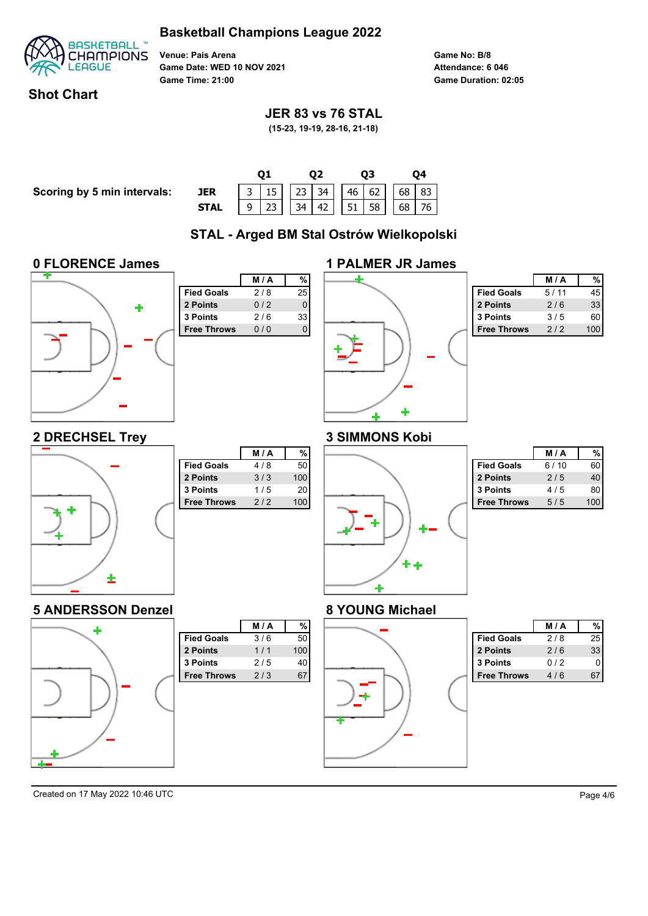# Basketball Champions League 2022

**Venue:** Pais Arena
**Game Date:** WED 10 NOV 2021
**Game Time:** 21:00

**Game No:** B/8
**Attendance:** 6 046
**Game Duration:** 02:05

## Shot Chart

### JER 83 vs 76 STAL

(15-23, 19-19, 28-16, 21-18)

**Scoring by 5 min intervals:**

| | Q1 | | Q2 | | Q3 | | Q4 | |
|---|---|---|---|---|---|---|---|---|
| JER | 3 | 15 | 23 | 34 | 46 | 62 | 68 | 83 |
| STAL | 9 | 23 | 34 | 42 | 51 | 58 | 68 | 76 |

## STAL - Arged BM Stal Ostrów Wielkopolski

### 0 FLORENCE James

| | M / A | % |
|---|---|---|
| Fied Goals | 2 / 8 | 25 |
| 2 Points | 0 / 2 | 0 |
| 3 Points | 2 / 6 | 33 |
| Free Throws | 0 / 0 | 0 |

### 1 PALMER JR James

| | M / A | % |
|---|---|---|
| Fied Goals | 5 / 11 | 45 |
| 2 Points | 2 / 6 | 33 |
| 3 Points | 3 / 5 | 60 |
| Free Throws | 2 / 2 | 100 |

### 2 DRECHSEL Trey

| | M / A | % |
|---|---|---|
| Fied Goals | 4 / 8 | 50 |
| 2 Points | 3 / 3 | 100 |
| 3 Points | 1 / 5 | 20 |
| Free Throws | 2 / 2 | 100 |

### 3 SIMMONS Kobi

| | M / A | % |
|---|---|---|
| Fied Goals | 6 / 10 | 60 |
| 2 Points | 2 / 5 | 40 |
| 3 Points | 4 / 5 | 80 |
| Free Throws | 5 / 5 | 100 |

### 5 ANDERSSON Denzel

| | M / A | % |
|---|---|---|
| Fied Goals | 3 / 6 | 50 |
| 2 Points | 1 / 1 | 100 |
| 3 Points | 2 / 5 | 40 |
| Free Throws | 2 / 3 | 67 |

### 8 YOUNG Michael

| | M / A | % |
|---|---|---|
| Fied Goals | 2 / 8 | 25 |
| 2 Points | 2 / 6 | 33 |
| 3 Points | 0 / 2 | 0 |
| Free Throws | 4 / 6 | 67 |

Created on 17 May 2022 10:46 UTC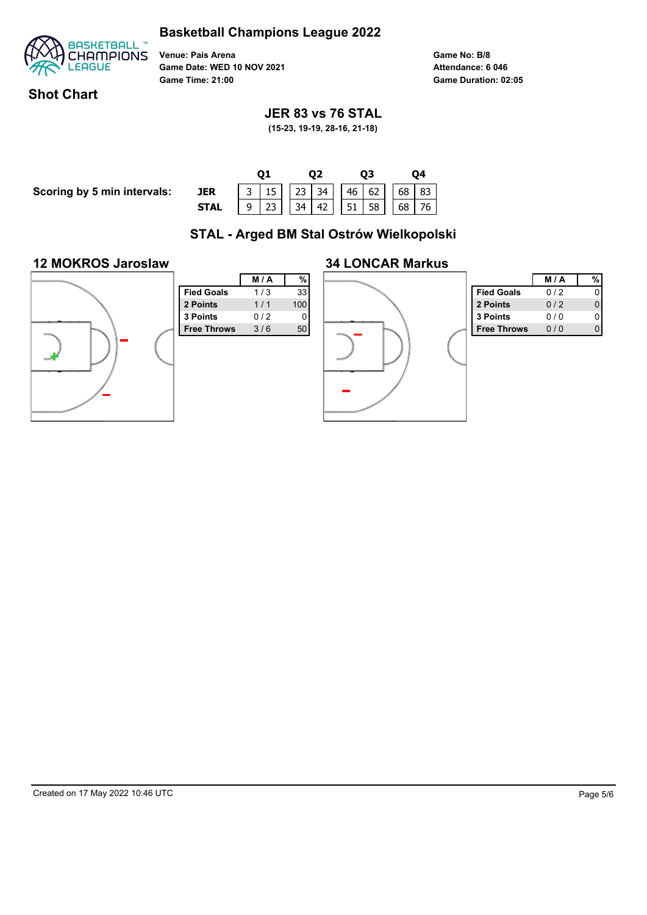# Basketball Champions League 2022

**Venue:** Pais Arena
**Game Date:** WED 10 NOV 2021
**Game Time:** 21:00

**Game No:** B/8
**Attendance:** 6 046
**Game Duration:** 02:05

## Shot Chart

### JER 83 vs 76 STAL

**(15-23, 19-19, 28-16, 21-18)**

| Scoring by 5 min intervals: | | Q1 | | Q2 | | Q3 | | Q4 | |
|---|---|---|---|---|---|---|---|---|---|
| | **JER** | 3 | 15 | 23 | 34 | 46 | 62 | 68 | 83 |
| | **STAL** | 9 | 23 | 34 | 42 | 51 | 58 | 68 | 76 |

### STAL - Arged BM Stal Ostrów Wielkopolski

#### 12 MOKROS Jaroslaw

| | M / A | % |
|---|---|---|
| Fied Goals | 1 / 3 | 33 |
| 2 Points | 1 / 1 | 100 |
| 3 Points | 0 / 2 | 0 |
| Free Throws | 3 / 6 | 50 |

#### 34 LONCAR Markus

| | M / A | % |
|---|---|---|
| Fied Goals | 0 / 2 | 0 |
| 2 Points | 0 / 2 | 0 |
| 3 Points | 0 / 0 | 0 |
| Free Throws | 0 / 0 | 0 |

Created on 17 May 2022 10:46 UTC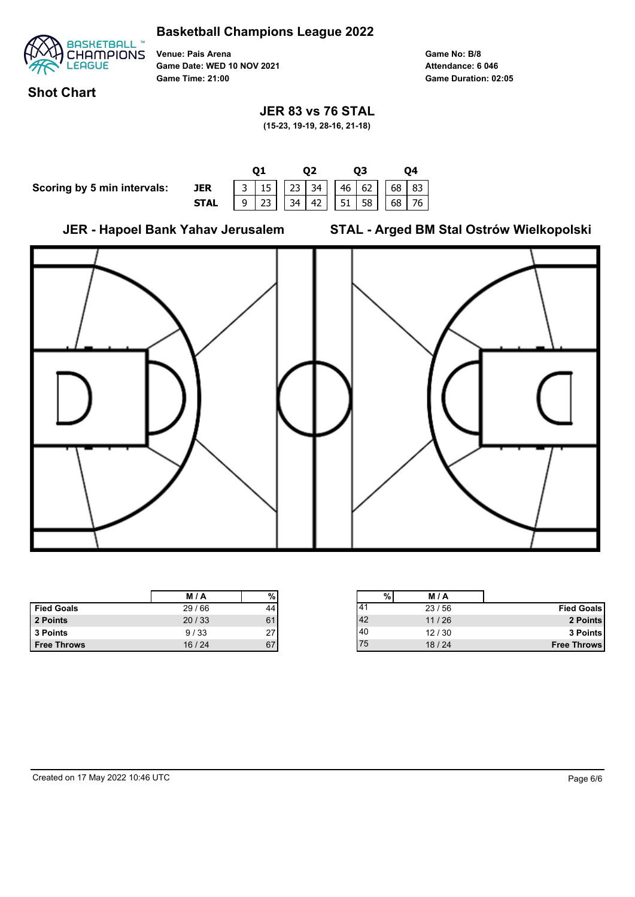# Basketball Champions League 2022

**Venue: Pais Arena**
**Game Date: WED 10 NOV 2021**
**Game Time: 21:00**

**Game No: B/8**
**Attendance: 6 046**
**Game Duration: 02:05**

## Shot Chart

### JER 83 vs 76 STAL

**(15-23, 19-19, 28-16, 21-18)**

**Scoring by 5 min intervals:**

| | Q1 | | Q2 | | Q3 | | Q4 | |
|---|---|---|---|---|---|---|---|---|
| **JER** | 3 | 15 | 23 | 34 | 46 | 62 | 68 | 83 |
| **STAL** | 9 | 23 | 34 | 42 | 51 | 58 | 68 | 76 |

**JER - Hapoel Bank Yahav Jerusalem**

**STAL - Arged BM Stal Ostrów Wielkopolski**

| | M / A | % |
|---|---|---|
| **Fied Goals** | 29 / 66 | 44 |
| **2 Points** | 20 / 33 | 61 |
| **3 Points** | 9 / 33 | 27 |
| **Free Throws** | 16 / 24 | 67 |

| % | M / A | |
|---|---|---|
| 41 | 23 / 56 | **Fied Goals** |
| 42 | 11 / 26 | **2 Points** |
| 40 | 12 / 30 | **3 Points** |
| 75 | 18 / 24 | **Free Throws** |

Created on 17 May 2022 10:46 UTC